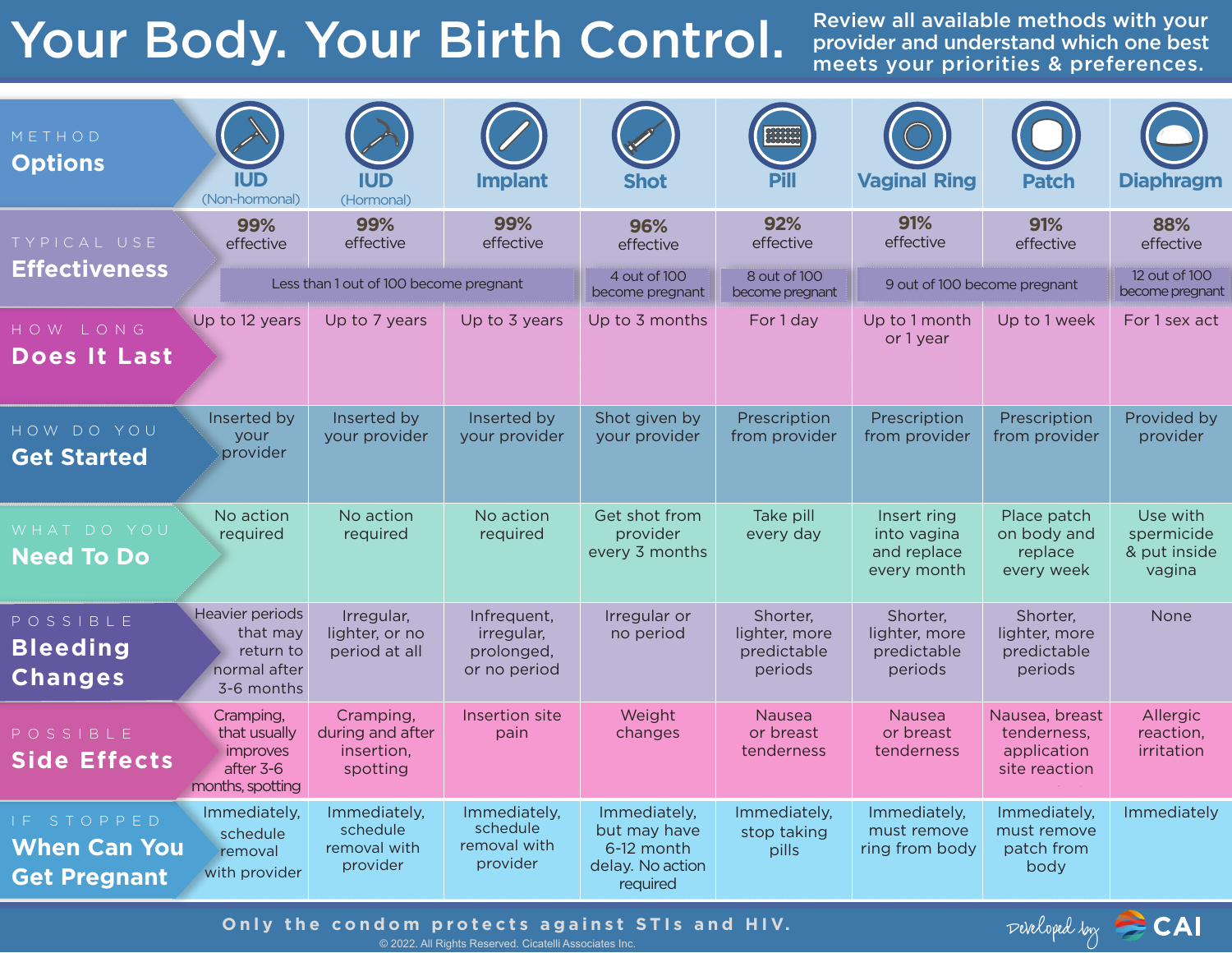# Your Body. Your Birth Control.

Review all available methods with your provider and understand which one best meets your priorities & preferences.

| METHOD **Options** | IUD (Non-hormonal) | IUD (Hormonal) | Implant | Shot | Pill | Vaginal Ring | Patch | Diaphragm |
|---|---|---|---|---|---|---|---|---|
| TYPICAL USE **Effectiveness** | 99% effective | 99% effective | 99% effective | 96% effective | 92% effective | 91% effective | 91% effective | 88% effective |
| | Less than 1 out of 100 become pregnant | | | 4 out of 100 become pregnant | 8 out of 100 become pregnant | 9 out of 100 become pregnant | | 12 out of 100 become pregnant |
| HOW LONG **Does It Last** | Up to 12 years | Up to 7 years | Up to 3 years | Up to 3 months | For 1 day | Up to 1 month or 1 year | Up to 1 week | For 1 sex act |
| HOW DO YOU **Get Started** | Inserted by your provider | Inserted by your provider | Inserted by your provider | Shot given by your provider | Prescription from provider | Prescription from provider | Prescription from provider | Provided by provider |
| WHAT DO YOU **Need To Do** | No action required | No action required | No action required | Get shot from provider every 3 months | Take pill every day | Insert ring into vagina and replace every month | Place patch on body and replace every week | Use with spermicide & put inside vagina |
| POSSIBLE **Bleeding Changes** | Heavier periods that may return to normal after 3-6 months | Irregular, lighter, or no period at all | Infrequent, irregular, prolonged, or no period | Irregular or no period | Shorter, lighter, more predictable periods | Shorter, lighter, more predictable periods | Shorter, lighter, more predictable periods | None |
| POSSIBLE **Side Effects** | Cramping, that usually improves after 3-6 months, spotting | Cramping, during and after insertion, spotting | Insertion site pain | Weight changes | Nausea or breast tenderness | Nausea or breast tenderness | Nausea, breast tenderness, application site reaction | Allergic reaction, irritation |
| IF STOPPED **When Can You Get Pregnant** | Immediately, schedule removal with provider | Immediately, schedule removal with provider | Immediately, schedule removal with provider | Immediately, but may have 6-12 month delay. No action required | Immediately, stop taking pills | Immediately, must remove ring from body | Immediately, must remove patch from body | Immediately |

**Only the condom protects against STIs and HIV.**

© 2022. All Rights Reserved. Cicatelli Associates Inc.

Developed by CAI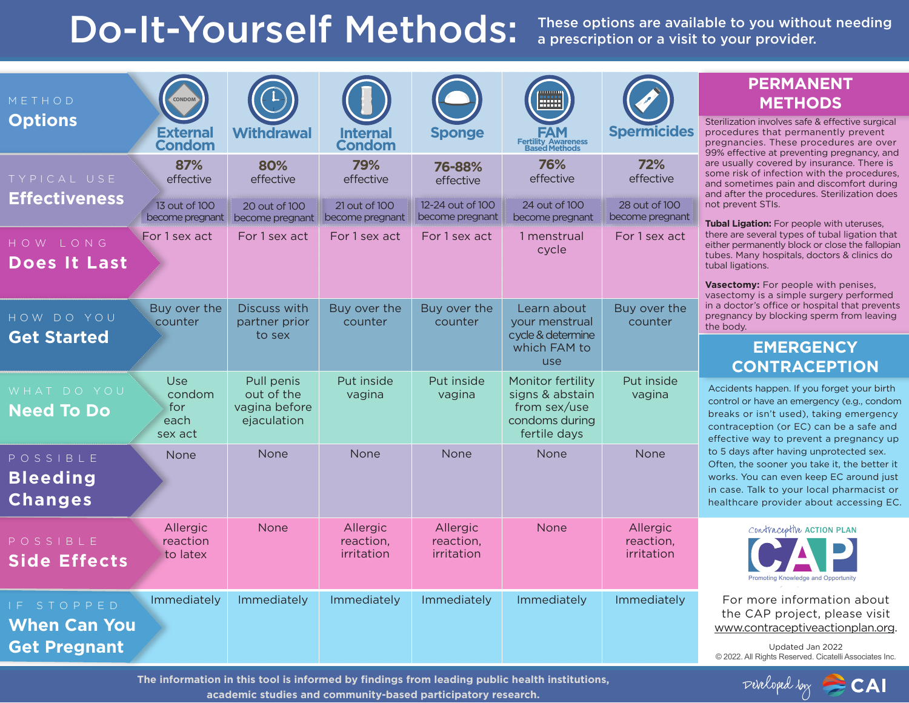# Do-It-Yourself Methods:

These options are available to you without needing a prescription or a visit to your provider.

| METHOD **Options** | External Condom | Withdrawal | Internal Condom | Sponge | FAM Fertility Awareness Based Methods | Spermicides |
|---|---|---|---|---|---|---|
| TYPICAL USE **Effectiveness** | **87%** effective<br>13 out of 100 become pregnant | **80%** effective<br>20 out of 100 become pregnant | **79%** effective<br>21 out of 100 become pregnant | **76-88%** effective<br>12-24 out of 100 become pregnant | **76%** effective<br>24 out of 100 become pregnant | **72%** effective<br>28 out of 100 become pregnant |
| HOW LONG **Does It Last** | For 1 sex act | For 1 sex act | For 1 sex act | For 1 sex act | 1 menstrual cycle | For 1 sex act |
| HOW DO YOU **Get Started** | Buy over the counter | Discuss with partner prior to sex | Buy over the counter | Buy over the counter | Learn about your menstrual cycle & determine which FAM to use | Buy over the counter |
| WHAT DO YOU **Need To Do** | Use condom for each sex act | Pull penis out of the vagina before ejaculation | Put inside vagina | Put inside vagina | Monitor fertility signs & abstain from sex/use condoms during fertile days | Put inside vagina |
| POSSIBLE **Bleeding Changes** | None | None | None | None | None | None |
| POSSIBLE **Side Effects** | Allergic reaction to latex | None | Allergic reaction, irritation | Allergic reaction, irritation | None | Allergic reaction, irritation |
| IF STOPPED **When Can You Get Pregnant** | Immediately | Immediately | Immediately | Immediately | Immediately | Immediately |

## PERMANENT METHODS

Sterilization involves safe & effective surgical procedures that permanently prevent pregnancies. These procedures are over 99% effective at preventing pregnancy, and are usually covered by insurance. There is some risk of infection with the procedures, and sometimes pain and discomfort during and after the procedures. Sterilization does not prevent STIs.

**Tubal Ligation:** For people with uteruses, there are several types of tubal ligation that either permanently block or close the fallopian tubes. Many hospitals, doctors & clinics do tubal ligations.

**Vasectomy:** For people with penises, vasectomy is a simple surgery performed in a doctor's office or hospital that prevents pregnancy by blocking sperm from leaving the body.

## EMERGENCY CONTRACEPTION

Accidents happen. If you forget your birth control or have an emergency (e.g., condom breaks or isn't used), taking emergency contraception (or EC) can be a safe and effective way to prevent a pregnancy up to 5 days after having unprotected sex. Often, the sooner you take it, the better it works. You can even keep EC around just in case. Talk to your local pharmacist or healthcare provider about accessing EC.

Contraceptive ACTION PLAN
CAP
Promoting Knowledge and Opportunity

For more information about the CAP project, please visit www.contraceptiveactionplan.org.

Updated Jan 2022
© 2022. All Rights Reserved. Cicatelli Associates Inc.

The information in this tool is informed by findings from leading public health institutions, academic studies and community-based participatory research.

Developed by CAI